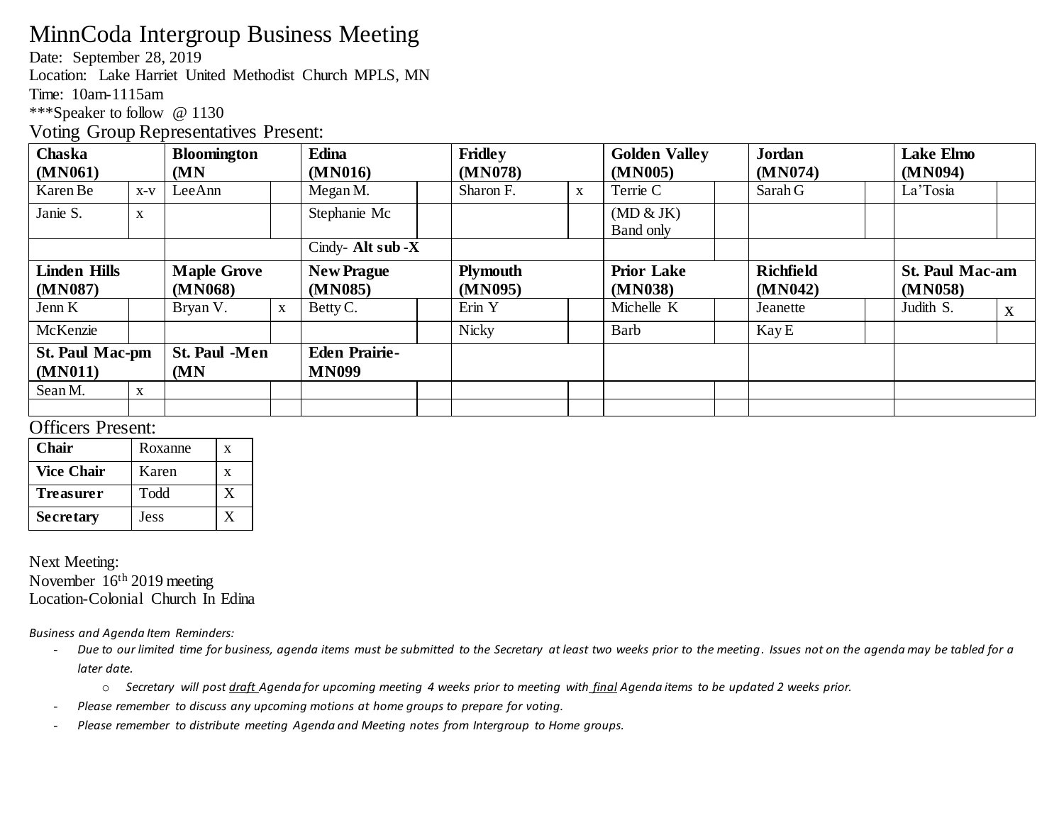# MinnCoda Intergroup Business Meeting

Date: September 28, 2019

Location: Lake Harriet United Methodist Church MPLS, MN

Time: 10am-1115am

***Speaker to follow @ 1130

## Voting Group Representatives Present:

| **Chaska (MN061)** | | **Bloomington (MN** | | **Edina (MN016)** | | **Fridley (MN078)** | | **Golden Valley (MN005)** | | **Jordan (MN074)** | | **Lake Elmo (MN094)** | |
|---|---|---|---|---|---|---|---|---|---|---|---|---|---|
| Karen Be | x-v | LeeAnn | | Megan M. | | Sharon F. | x | Terrie C | | Sarah G | | La'Tosia | |
| Janie S. | x | | | Stephanie Mc | | | | (MD & JK) Band only | | | | | |
| | | | | Cindy- **Alt sub -X** | | | | | | | | | |
| **Linden Hills (MN087)** | | **Maple Grove (MN068)** | | **New Prague (MN085)** | | **Plymouth (MN095)** | | **Prior Lake (MN038)** | | **Richfield (MN042)** | | **St. Paul Mac-am (MN058)** | |
| Jenn K | | Bryan V. | x | Betty C. | | Erin Y | | Michelle K | | Jeanette | | Judith S. | X |
| McKenzie | | | | | | Nicky | | Barb | | Kay E | | | |
| **St. Paul Mac-pm (MN011)** | | **St. Paul -Men (MN** | | **Eden Prairie-MN099** | | | | | | | | | |
| Sean M. | x | | | | | | | | | | | | |
| | | | | | | | | | | | | | |

## Officers Present:

| **Chair** | Roxanne | x |
|---|---|---|
| **Vice Chair** | Karen | x |
| **Treasurer** | Todd | X |
| **Secretary** | Jess | X |

Next Meeting:

November 16th 2019 meeting

Location-Colonial Church In Edina

*Business and Agenda Item Reminders:*

- *Due to our limited time for business, agenda items must be submitted to the Secretary at least two weeks prior to the meeting. Issues not on the agenda may be tabled for a later date.*
    - *Secretary will post draft Agenda for upcoming meeting 4 weeks prior to meeting with final Agenda items to be updated 2 weeks prior.*
- *Please remember to discuss any upcoming motions at home groups to prepare for voting.*
- *Please remember to distribute meeting Agenda and Meeting notes from Intergroup to Home groups.*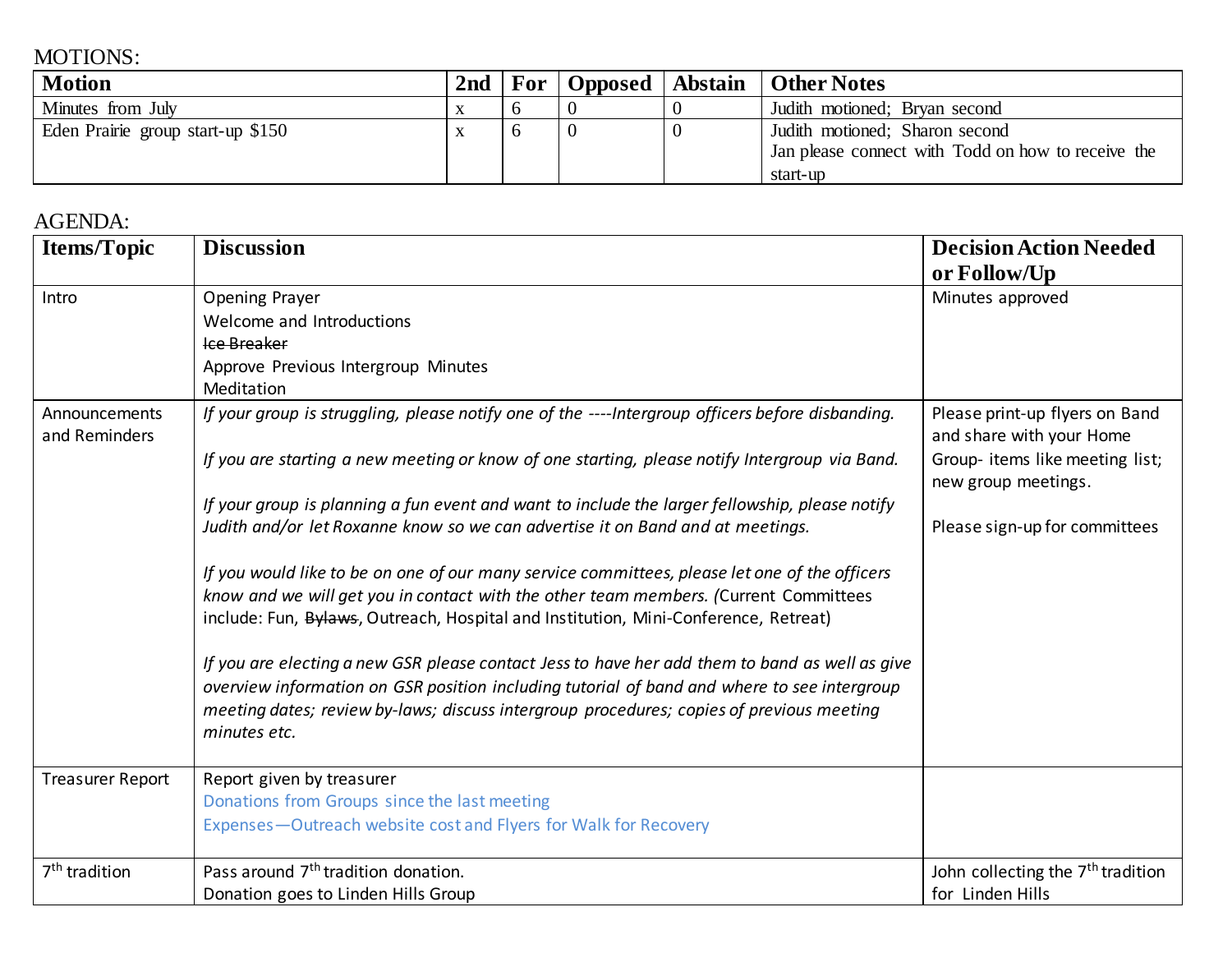MOTIONS:

| Motion | 2nd | For | Opposed | Abstain | Other Notes |
|---|---|---|---|---|---|
| Minutes from July | x | 6 | 0 | 0 | Judith motioned; Bryan second |
| Eden Prairie group start-up $150 | x | 6 | 0 | 0 | Judith motioned; Sharon second<br>Jan please connect with Todd on how to receive the start-up |

AGENDA:

| Items/Topic | Discussion | Decision Action Needed or Follow/Up |
|---|---|---|
| Intro | Opening Prayer<br>Welcome and Introductions<br>~~Ice Breaker~~<br>Approve Previous Intergroup Minutes<br>Meditation | Minutes approved |
| Announcements and Reminders | *If your group is struggling, please notify one of the ----Intergroup officers before disbanding.*<br><br>*If you are starting a new meeting or know of one starting, please notify Intergroup via Band.*<br><br>*If your group is planning a fun event and want to include the larger fellowship, please notify Judith and/or let Roxanne know so we can advertise it on Band and at meetings.*<br><br>*If you would like to be on one of our many service committees, please let one of the officers know and we will get you in contact with the other team members. (*Current Committees include: Fun, ~~Bylaws~~, Outreach, Hospital and Institution, Mini-Conference, Retreat)<br><br>*If you are electing a new GSR please contact Jess to have her add them to band as well as give overview information on GSR position including tutorial of band and where to see intergroup meeting dates; review by-laws; discuss intergroup procedures; copies of previous meeting minutes etc.* | Please print-up flyers on Band and share with your Home Group- items like meeting list; new group meetings.<br><br>Please sign-up for committees |
| Treasurer Report | Report given by treasurer<br>Donations from Groups since the last meeting<br>Expenses—Outreach website cost and Flyers for Walk for Recovery | |
| 7th tradition | Pass around 7th tradition donation.<br>Donation goes to Linden Hills Group | John collecting the 7th tradition for Linden Hills |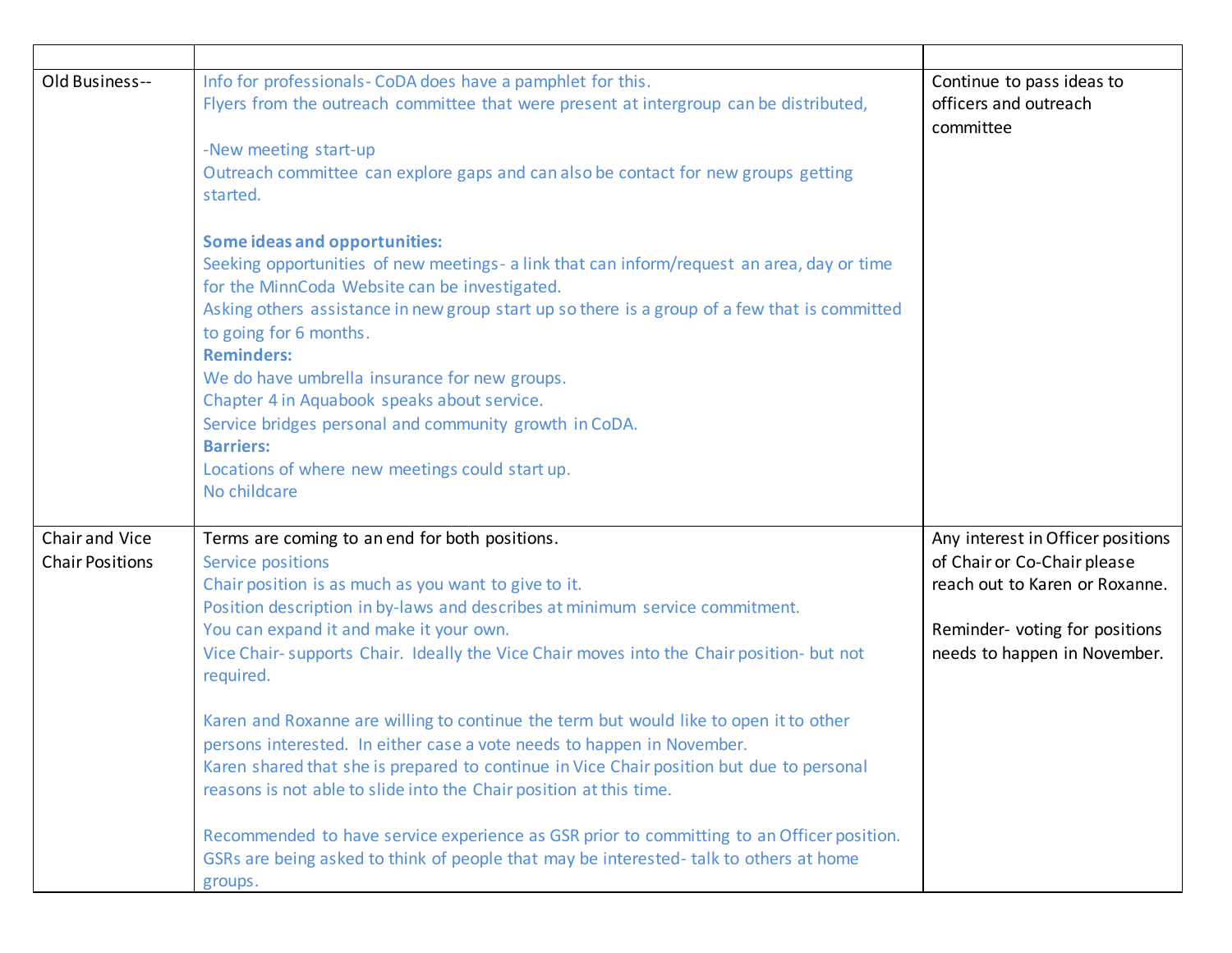| | | |
|---|---|---|
| Old Business-- | Info for professionals- CoDA does have a pamphlet for this.<br>Flyers from the outreach committee that were present at intergroup can be distributed,<br><br>-New meeting start-up<br>Outreach committee can explore gaps and can also be contact for new groups getting started.<br><br>**Some ideas and opportunities:**<br>Seeking opportunities of new meetings- a link that can inform/request an area, day or time for the MinnCoda Website can be investigated.<br>Asking others assistance in new group start up so there is a group of a few that is committed to going for 6 months.<br>**Reminders:**<br>We do have umbrella insurance for new groups.<br>Chapter 4 in Aquabook speaks about service.<br>Service bridges personal and community growth in CoDA.<br>**Barriers:**<br>Locations of where new meetings could start up.<br>No childcare | Continue to pass ideas to officers and outreach committee |
| Chair and Vice Chair Positions | Terms are coming to an end for both positions.<br>Service positions<br>Chair position is as much as you want to give to it.<br>Position description in by-laws and describes at minimum service commitment.<br>You can expand it and make it your own.<br>Vice Chair- supports Chair. Ideally the Vice Chair moves into the Chair position- but not required.<br><br>Karen and Roxanne are willing to continue the term but would like to open it to other persons interested. In either case a vote needs to happen in November.<br>Karen shared that she is prepared to continue in Vice Chair position but due to personal reasons is not able to slide into the Chair position at this time.<br><br>Recommended to have service experience as GSR prior to committing to an Officer position.<br>GSRs are being asked to think of people that may be interested- talk to others at home groups. | Any interest in Officer positions of Chair or Co-Chair please reach out to Karen or Roxanne.<br><br>Reminder- voting for positions needs to happen in November. |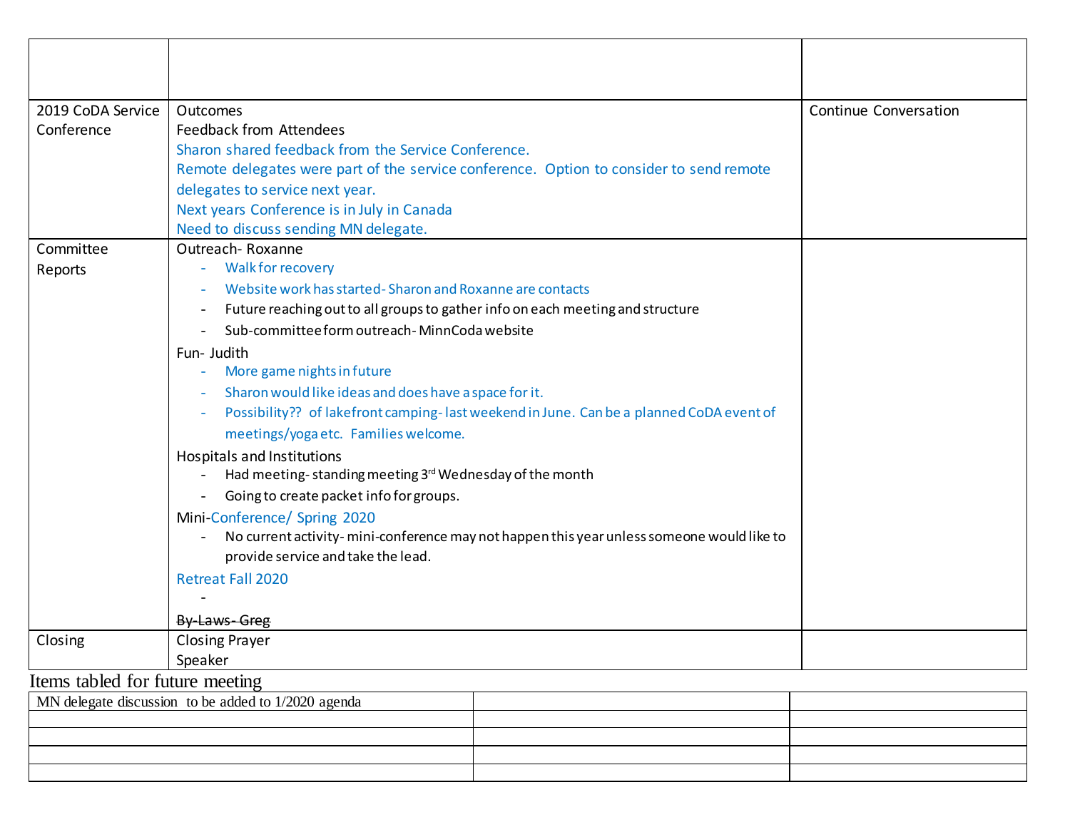| | | |
|---|---|---|
| | | |
| 2019 CoDA Service Conference | Outcomes<br>Feedback from Attendees<br>Sharon shared feedback from the Service Conference.<br>Remote delegates were part of the service conference. Option to consider to send remote delegates to service next year.<br>Next years Conference is in July in Canada<br>Need to discuss sending MN delegate. | Continue Conversation |
| Committee Reports | Outreach- Roxanne<br>- Walk for recovery<br>- Website work has started- Sharon and Roxanne are contacts<br>- Future reaching out to all groups to gather info on each meeting and structure<br>- Sub-committee form outreach- MinnCoda website<br>Fun- Judith<br>- More game nights in future<br>- Sharon would like ideas and does have a space for it.<br>- Possibility?? of lakefront camping- last weekend in June. Can be a planned CoDA event of meetings/yoga etc. Families welcome.<br>Hospitals and Institutions<br>- Had meeting- standing meeting 3rd Wednesday of the month<br>- Going to create packet info for groups.<br>Mini-Conference/ Spring 2020<br>- No current activity- mini-conference may not happen this year unless someone would like to provide service and take the lead.<br>Retreat Fall 2020<br>-<br>~~By-Laws- Greg~~ | |
| Closing | Closing Prayer<br>Speaker | |

Items tabled for future meeting

| | | |
|---|---|---|
| MN delegate discussion to be added to 1/2020 agenda | | |
| | | |
| | | |
| | | |
| | | |